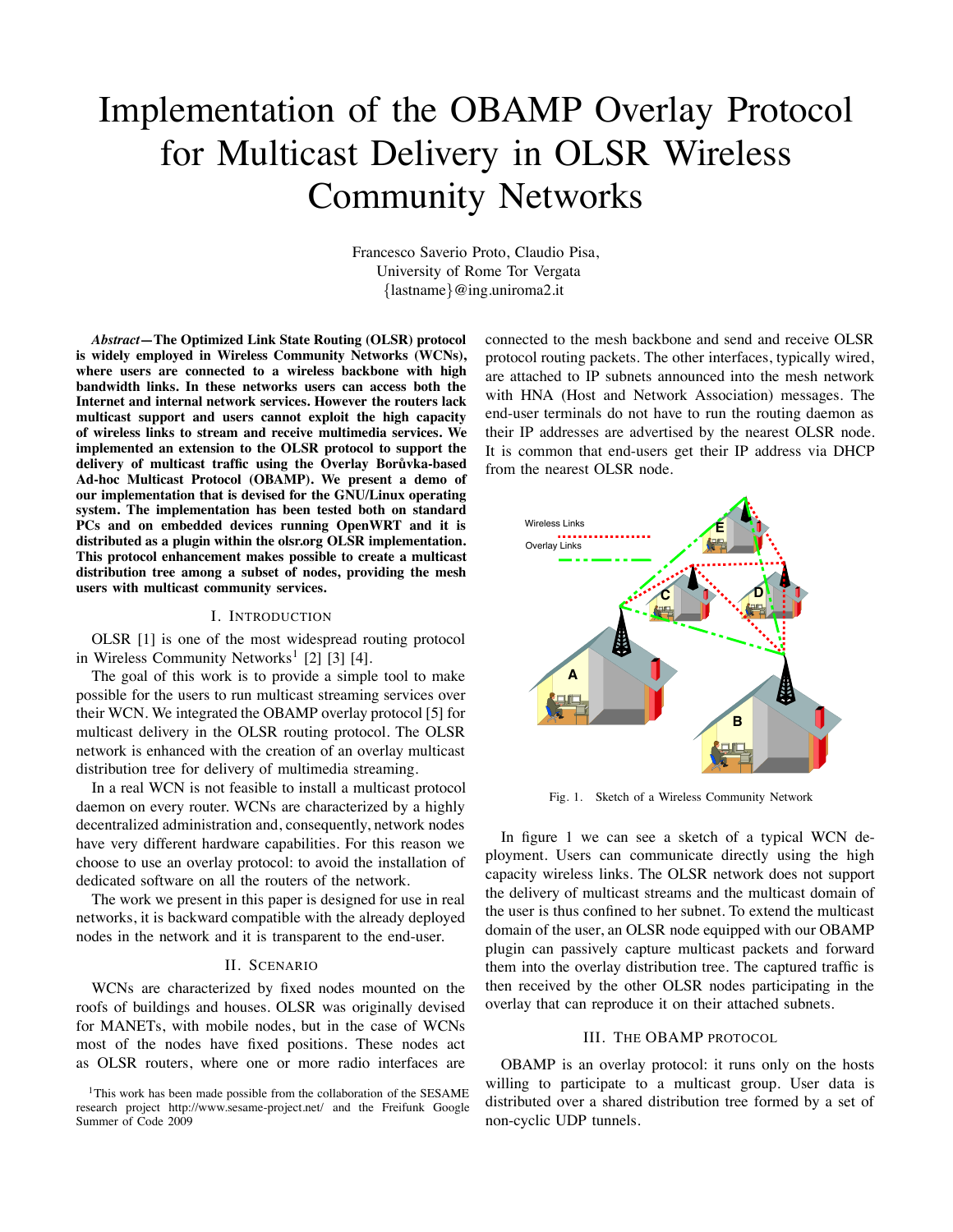# Implementation of the OBAMP Overlay Protocol for Multicast Delivery in OLSR Wireless Community Networks

Francesco Saverio Proto, Claudio Pisa,
University of Rome Tor Vergata
{lastname}@ing.uniroma2.it

***Abstract*—The Optimized Link State Routing (OLSR) protocol is widely employed in Wireless Community Networks (WCNs), where users are connected to a wireless backbone with high bandwidth links. In these networks users can access both the Internet and internal network services. However the routers lack multicast support and users cannot exploit the high capacity of wireless links to stream and receive multimedia services. We implemented an extension to the OLSR protocol to support the delivery of multicast traffic using the Overlay Borůvka-based Ad-hoc Multicast Protocol (OBAMP). We present a demo of our implementation that is devised for the GNU/Linux operating system. The implementation has been tested both on standard PCs and on embedded devices running OpenWRT and it is distributed as a plugin within the olsr.org OLSR implementation. This protocol enhancement makes possible to create a multicast distribution tree among a subset of nodes, providing the mesh users with multicast community services.**

## I. Introduction

OLSR [1] is one of the most widespread routing protocol in Wireless Community Networks[1] [2] [3] [4].

The goal of this work is to provide a simple tool to make possible for the users to run multicast streaming services over their WCN. We integrated the OBAMP overlay protocol [5] for multicast delivery in the OLSR routing protocol. The OLSR network is enhanced with the creation of an overlay multicast distribution tree for delivery of multimedia streaming.

In a real WCN is not feasible to install a multicast protocol daemon on every router. WCNs are characterized by a highly decentralized administration and, consequently, network nodes have very different hardware capabilities. For this reason we choose to use an overlay protocol: to avoid the installation of dedicated software on all the routers of the network.

The work we present in this paper is designed for use in real networks, it is backward compatible with the already deployed nodes in the network and it is transparent to the end-user.

## II. Scenario

WCNs are characterized by fixed nodes mounted on the roofs of buildings and houses. OLSR was originally devised for MANETs, with mobile nodes, but in the case of WCNs most of the nodes have fixed positions. These nodes act as OLSR routers, where one or more radio interfaces are connected to the mesh backbone and send and receive OLSR protocol routing packets. The other interfaces, typically wired, are attached to IP subnets announced into the mesh network with HNA (Host and Network Association) messages. The end-user terminals do not have to run the routing daemon as their IP addresses are advertised by the nearest OLSR node. It is common that end-users get their IP address via DHCP from the nearest OLSR node.

Fig. 1. Sketch of a Wireless Community Network

In figure 1 we can see a sketch of a typical WCN deployment. Users can communicate directly using the high capacity wireless links. The OLSR network does not support the delivery of multicast streams and the multicast domain of the user is thus confined to her subnet. To extend the multicast domain of the user, an OLSR node equipped with our OBAMP plugin can passively capture multicast packets and forward them into the overlay distribution tree. The captured traffic is then received by the other OLSR nodes participating in the overlay that can reproduce it on their attached subnets.

## III. The OBAMP protocol

OBAMP is an overlay protocol: it runs only on the hosts willing to participate to a multicast group. User data is distributed over a shared distribution tree formed by a set of non-cyclic UDP tunnels.

[1]This work has been made possible from the collaboration of the SESAME research project http://www.sesame-project.net/ and the Freifunk Google Summer of Code 2009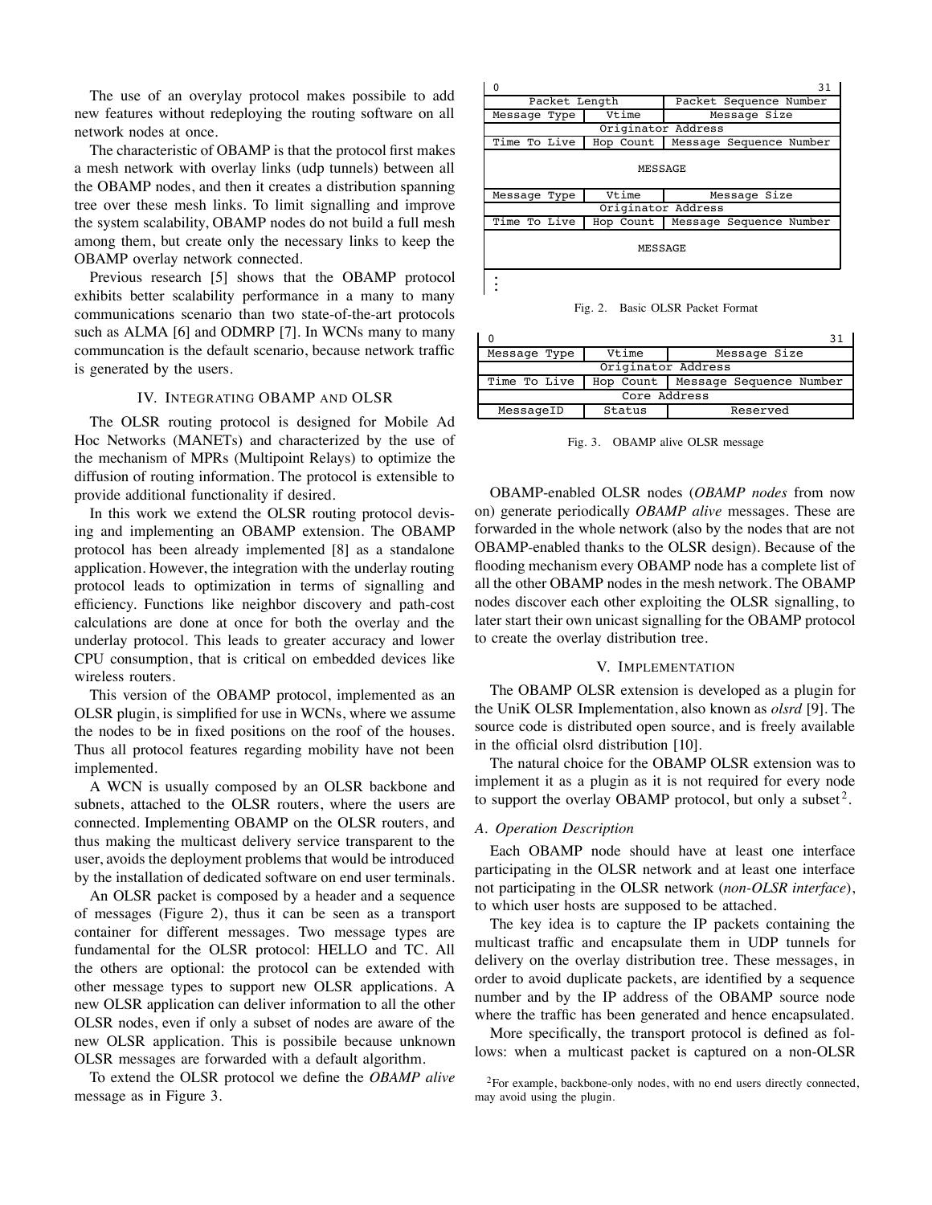The use of an overylay protocol makes possibile to add new features without redeploying the routing software on all network nodes at once.

The characteristic of OBAMP is that the protocol first makes a mesh network with overlay links (udp tunnels) between all the OBAMP nodes, and then it creates a distribution spanning tree over these mesh links. To limit signalling and improve the system scalability, OBAMP nodes do not build a full mesh among them, but create only the necessary links to keep the OBAMP overlay network connected.

Previous research [5] shows that the OBAMP protocol exhibits better scalability performance in a many to many communications scenario than two state-of-the-art protocols such as ALMA [6] and ODMRP [7]. In WCNs many to many communcation is the default scenario, because network traffic is generated by the users.

## IV. Integrating OBAMP and OLSR

The OLSR routing protocol is designed for Mobile Ad Hoc Networks (MANETs) and characterized by the use of the mechanism of MPRs (Multipoint Relays) to optimize the diffusion of routing information. The protocol is extensible to provide additional functionality if desired.

In this work we extend the OLSR routing protocol devising and implementing an OBAMP extension. The OBAMP protocol has been already implemented [8] as a standalone application. However, the integration with the underlay routing protocol leads to optimization in terms of signalling and efficiency. Functions like neighbor discovery and path-cost calculations are done at once for both the overlay and the underlay protocol. This leads to greater accuracy and lower CPU consumption, that is critical on embedded devices like wireless routers.

This version of the OBAMP protocol, implemented as an OLSR plugin, is simplified for use in WCNs, where we assume the nodes to be in fixed positions on the roof of the houses. Thus all protocol features regarding mobility have not been implemented.

A WCN is usually composed by an OLSR backbone and subnets, attached to the OLSR routers, where the users are connected. Implementing OBAMP on the OLSR routers, and thus making the multicast delivery service transparent to the user, avoids the deployment problems that would be introduced by the installation of dedicated software on end user terminals.

An OLSR packet is composed by a header and a sequence of messages (Figure 2), thus it can be seen as a transport container for different messages. Two message types are fundamental for the OLSR protocol: HELLO and TC. All the others are optional: the protocol can be extended with other message types to support new OLSR applications. A new OLSR application can deliver information to all the other OLSR nodes, even if only a subset of nodes are aware of the new OLSR application. This is possibile because unknown OLSR messages are forwarded with a default algorithm.

To extend the OLSR protocol we define the *OBAMP alive* message as in Figure 3.

| 0 | | 31 |
|---|---|---|
| Packet Length | | Packet Sequence Number |
| Message Type | Vtime | Message Size |
| Originator Address | | |
| Time To Live | Hop Count | Message Sequence Number |
| MESSAGE | | |
| Message Type | Vtime | Message Size |
| Originator Address | | |
| Time To Live | Hop Count | Message Sequence Number |
| MESSAGE | | |
| ⋮ | | |

Fig. 2. Basic OLSR Packet Format

| 0 | | 31 |
|---|---|---|
| Message Type | Vtime | Message Size |
| Originator Address | | |
| Time To Live | Hop Count | Message Sequence Number |
| Core Address | | |
| MessageID | Status | Reserved |

Fig. 3. OBAMP alive OLSR message

OBAMP-enabled OLSR nodes (*OBAMP nodes* from now on) generate periodically *OBAMP alive* messages. These are forwarded in the whole network (also by the nodes that are not OBAMP-enabled thanks to the OLSR design). Because of the flooding mechanism every OBAMP node has a complete list of all the other OBAMP nodes in the mesh network. The OBAMP nodes discover each other exploiting the OLSR signalling, to later start their own unicast signalling for the OBAMP protocol to create the overlay distribution tree.

## V. Implementation

The OBAMP OLSR extension is developed as a plugin for the UniK OLSR Implementation, also known as *olsrd* [9]. The source code is distributed open source, and is freely available in the official olsrd distribution [10].

The natural choice for the OBAMP OLSR extension was to implement it as a plugin as it is not required for every node to support the overlay OBAMP protocol, but only a subset[2].

### A. Operation Description

Each OBAMP node should have at least one interface participating in the OLSR network and at least one interface not participating in the OLSR network (*non-OLSR interface*), to which user hosts are supposed to be attached.

The key idea is to capture the IP packets containing the multicast traffic and encapsulate them in UDP tunnels for delivery on the overlay distribution tree. These messages, in order to avoid duplicate packets, are identified by a sequence number and by the IP address of the OBAMP source node where the traffic has been generated and hence encapsulated.

More specifically, the transport protocol is defined as follows: when a multicast packet is captured on a non-OLSR

[2]For example, backbone-only nodes, with no end users directly connected, may avoid using the plugin.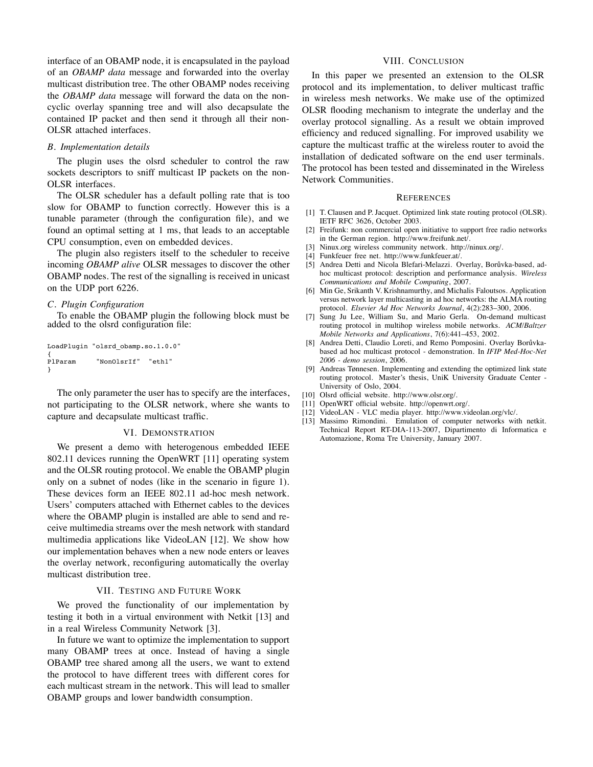interface of an OBAMP node, it is encapsulated in the payload of an *OBAMP data* message and forwarded into the overlay multicast distribution tree. The other OBAMP nodes receiving the *OBAMP data* message will forward the data on the non-cyclic overlay spanning tree and will also decapsulate the contained IP packet and then send it through all their non-OLSR attached interfaces.

### *B. Implementation details*

The plugin uses the olsrd scheduler to control the raw sockets descriptors to sniff multicast IP packets on the non-OLSR interfaces.

The OLSR scheduler has a default polling rate that is too slow for OBAMP to function correctly. However this is a tunable parameter (through the configuration file), and we found an optimal setting at 1 ms, that leads to an acceptable CPU consumption, even on embedded devices.

The plugin also registers itself to the scheduler to receive incoming *OBAMP alive* OLSR messages to discover the other OBAMP nodes. The rest of the signalling is received in unicast on the UDP port 6226.

### *C. Plugin Configuration*

To enable the OBAMP plugin the following block must be added to the olsrd configuration file:

```
LoadPlugin "olsrd_obamp.so.1.0.0"
{
PlParam     "NonOlsrIf"   "eth1"
}
```

The only parameter the user has to specify are the interfaces, not participating to the OLSR network, where she wants to capture and decapsulate multicast traffic.

## VI. Demonstration

We present a demo with heterogenous embedded IEEE 802.11 devices running the OpenWRT [11] operating system and the OLSR routing protocol. We enable the OBAMP plugin only on a subnet of nodes (like in the scenario in figure 1). These devices form an IEEE 802.11 ad-hoc mesh network. Users' computers attached with Ethernet cables to the devices where the OBAMP plugin is installed are able to send and receive multimedia streams over the mesh network with standard multimedia applications like VideoLAN [12]. We show how our implementation behaves when a new node enters or leaves the overlay network, reconfiguring automatically the overlay multicast distribution tree.

## VII. Testing and Future Work

We proved the functionality of our implementation by testing it both in a virtual environment with Netkit [13] and in a real Wireless Community Network [3].

In future we want to optimize the implementation to support many OBAMP trees at once. Instead of having a single OBAMP tree shared among all the users, we want to extend the protocol to have different trees with different cores for each multicast stream in the network. This will lead to smaller OBAMP groups and lower bandwidth consumption.

## VIII. Conclusion

In this paper we presented an extension to the OLSR protocol and its implementation, to deliver multicast traffic in wireless mesh networks. We make use of the optimized OLSR flooding mechanism to integrate the underlay and the overlay protocol signalling. As a result we obtain improved efficiency and reduced signalling. For improved usability we capture the multicast traffic at the wireless router to avoid the installation of dedicated software on the end user terminals. The protocol has been tested and disseminated in the Wireless Network Communities.

## References

[1] T. Clausen and P. Jacquet. Optimized link state routing protocol (OLSR). IETF RFC 3626, October 2003.

[2] Freifunk: non commercial open initiative to support free radio networks in the German region. http://www.freifunk.net/.

[3] Ninux.org wireless community network. http://ninux.org/.

[4] Funkfeuer free net. http://www.funkfeuer.at/.

[5] Andrea Detti and Nicola Blefari-Melazzi. Overlay, Borůvka-based, ad-hoc multicast protocol: description and performance analysis. *Wireless Communications and Mobile Computing*, 2007.

[6] Min Ge, Srikanth V. Krishnamurthy, and Michalis Faloutsos. Application versus network layer multicasting in ad hoc networks: the ALMA routing protocol. *Elsevier Ad Hoc Networks Journal*, 4(2):283–300, 2006.

[7] Sung Ju Lee, William Su, and Mario Gerla. On-demand multicast routing protocol in multihop wireless mobile networks. *ACM/Baltzer Mobile Networks and Applications*, 7(6):441–453, 2002.

[8] Andrea Detti, Claudio Loreti, and Remo Pomposini. Overlay Borůvka-based ad hoc multicast protocol - demonstration. In *IFIP Med-Hoc-Net 2006 - demo session*, 2006.

[9] Andreas Tønnesen. Implementing and extending the optimized link state routing protocol. Master's thesis, UniK University Graduate Center - University of Oslo, 2004.

[10] Olsrd official website. http://www.olsr.org/.

[11] OpenWRT official website. http://openwrt.org/.

[12] VideoLAN - VLC media player. http://www.videolan.org/vlc/.

[13] Massimo Rimondini. Emulation of computer networks with netkit. Technical Report RT-DIA-113-2007, Dipartimento di Informatica e Automazione, Roma Tre University, January 2007.